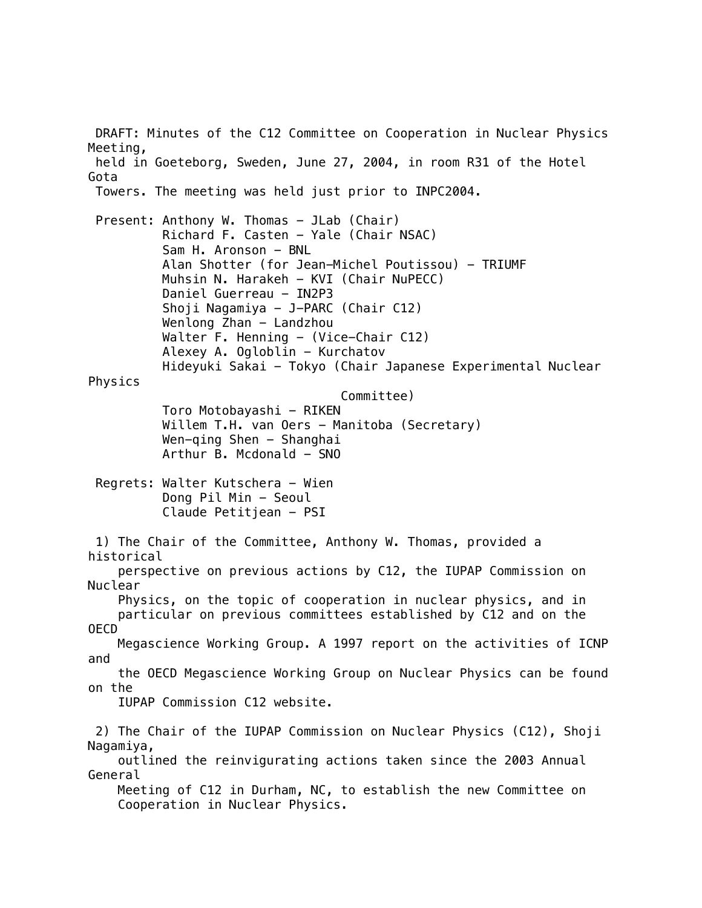DRAFT: Minutes of the C12 Committee on Cooperation in Nuclear Physics Meeting, held in Goeteborg, Sweden, June 27, 2004, in room R31 of the Hotel Gota Towers. The meeting was held just prior to INPC2004.

Present:
- Anthony W. Thomas - JLab (Chair)
- Richard F. Casten - Yale (Chair NSAC)
- Sam H. Aronson - BNL
- Alan Shotter (for Jean-Michel Poutissou) - TRIUMF
- Muhsin N. Harakeh - KVI (Chair NuPECC)
- Daniel Guerreau - IN2P3
- Shoji Nagamiya - J-PARC (Chair C12)
- Wenlong Zhan - Landzhou
- Walter F. Henning - (Vice-Chair C12)
- Alexey A. Ogloblin - Kurchatov
- Hideyuki Sakai - Tokyo (Chair Japanese Experimental Nuclear Physics Committee)
- Toro Motobayashi - RIKEN
- Willem T.H. van Oers - Manitoba (Secretary)
- Wen-qing Shen - Shanghai
- Arthur B. Mcdonald - SNO

Regrets:
- Walter Kutschera - Wien
- Dong Pil Min - Seoul
- Claude Petitjean - PSI

1) The Chair of the Committee, Anthony W. Thomas, provided a historical perspective on previous actions by C12, the IUPAP Commission on Nuclear Physics, on the topic of cooperation in nuclear physics, and in particular on previous committees established by C12 and on the OECD Megascience Working Group. A 1997 report on the activities of ICNP and the OECD Megascience Working Group on Nuclear Physics can be found on the IUPAP Commission C12 website.

2) The Chair of the IUPAP Commission on Nuclear Physics (C12), Shoji Nagamiya, outlined the reinvigurating actions taken since the 2003 Annual General Meeting of C12 in Durham, NC, to establish the new Committee on Cooperation in Nuclear Physics.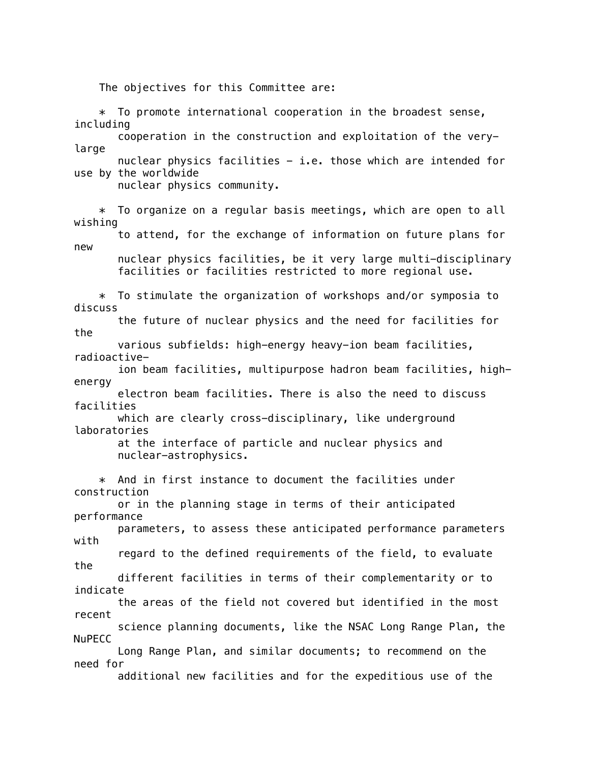The objectives for this Committee are:

* To promote international cooperation in the broadest sense, including cooperation in the construction and exploitation of the very-large nuclear physics facilities - i.e. those which are intended for use by the worldwide nuclear physics community.

* To organize on a regular basis meetings, which are open to all wishing to attend, for the exchange of information on future plans for new nuclear physics facilities, be it very large multi-disciplinary facilities or facilities restricted to more regional use.

* To stimulate the organization of workshops and/or symposia to discuss the future of nuclear physics and the need for facilities for the various subfields: high-energy heavy-ion beam facilities, radioactive-ion beam facilities, multipurpose hadron beam facilities, high-energy electron beam facilities. There is also the need to discuss facilities which are clearly cross-disciplinary, like underground laboratories at the interface of particle and nuclear physics and nuclear-astrophysics.

* And in first instance to document the facilities under construction or in the planning stage in terms of their anticipated performance parameters, to assess these anticipated performance parameters with regard to the defined requirements of the field, to evaluate the different facilities in terms of their complementarity or to indicate the areas of the field not covered but identified in the most recent science planning documents, like the NSAC Long Range Plan, the NuPECC Long Range Plan, and similar documents; to recommend on the need for additional new facilities and for the expeditious use of the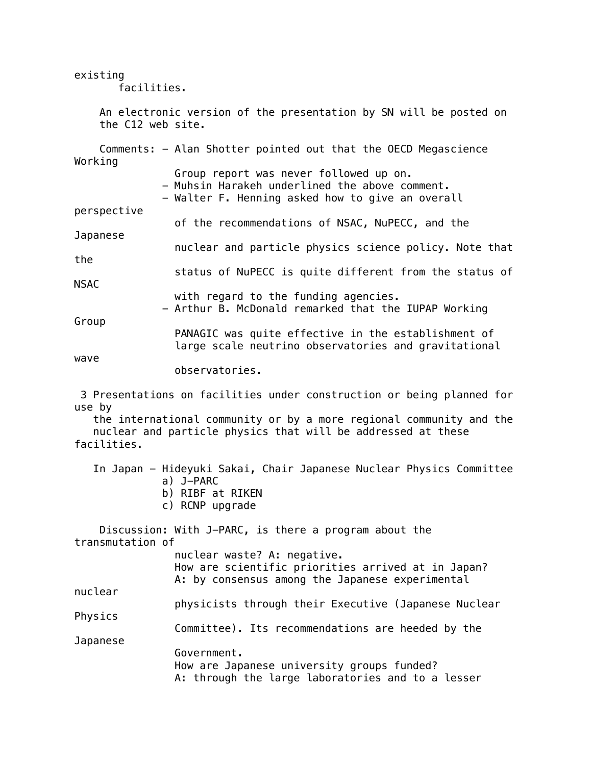existing facilities.

An electronic version of the presentation by SN will be posted on the C12 web site.

Comments:
- Alan Shotter pointed out that the OECD Megascience Working Group report was never followed up on.
- Muhsin Harakeh underlined the above comment.
- Walter F. Henning asked how to give an overall perspective of the recommendations of NSAC, NuPECC, and the Japanese nuclear and particle physics science policy. Note that the status of NuPECC is quite different from the status of NSAC with regard to the funding agencies.
- Arthur B. McDonald remarked that the IUPAP Working Group PANAGIC was quite effective in the establishment of large scale neutrino observatories and gravitational wave observatories.

3 Presentations on facilities under construction or being planned for use by the international community or by a more regional community and the nuclear and particle physics that will be addressed at these facilities.

In Japan - Hideyuki Sakai, Chair Japanese Nuclear Physics Committee

a) J-PARC
b) RIBF at RIKEN
c) RCNP upgrade

Discussion: With J-PARC, is there a program about the transmutation of nuclear waste? A: negative.

How are scientific priorities arrived at in Japan?
A: by consensus among the Japanese experimental nuclear physicists through their Executive (Japanese Nuclear Physics Committee). Its recommendations are heeded by the Japanese Government.

How are Japanese university groups funded?
A: through the large laboratories and to a lesser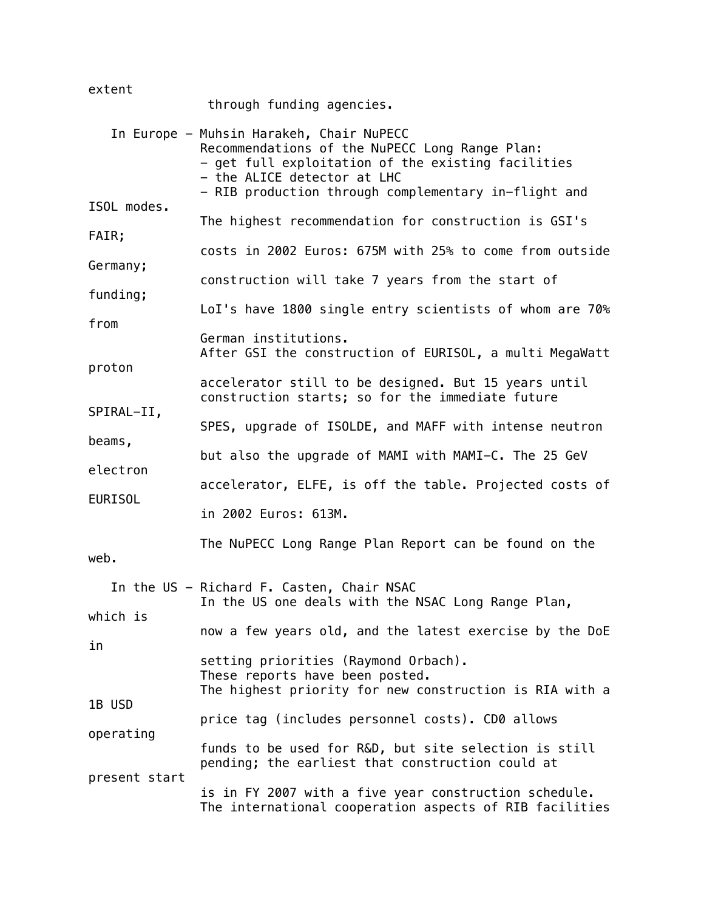extent through funding agencies.

In Europe - Muhsin Harakeh, Chair NuPECC

Recommendations of the NuPECC Long Range Plan:

- get full exploitation of the existing facilities
- the ALICE detector at LHC
- RIB production through complementary in-flight and ISOL modes.

The highest recommendation for construction is GSI's FAIR; costs in 2002 Euros: 675M with 25% to come from outside Germany; construction will take 7 years from the start of funding; LoI's have 1800 single entry scientists of whom are 70% from German institutions.

After GSI the construction of EURISOL, a multi MegaWatt proton accelerator still to be designed. But 15 years until construction starts; so for the immediate future SPIRAL-II, SPES, upgrade of ISOLDE, and MAFF with intense neutron beams, but also the upgrade of MAMI with MAMI-C. The 25 GeV electron accelerator, ELFE, is off the table. Projected costs of EURISOL in 2002 Euros: 613M.

The NuPECC Long Range Plan Report can be found on the web.

In the US - Richard F. Casten, Chair NSAC

In the US one deals with the NSAC Long Range Plan, which is now a few years old, and the latest exercise by the DoE in setting priorities (Raymond Orbach).

These reports have been posted.

The highest priority for new construction is RIA with a 1B USD price tag (includes personnel costs). CD0 allows operating funds to be used for R&D, but site selection is still pending; the earliest that construction could at present start is in FY 2007 with a five year construction schedule.

The international cooperation aspects of RIB facilities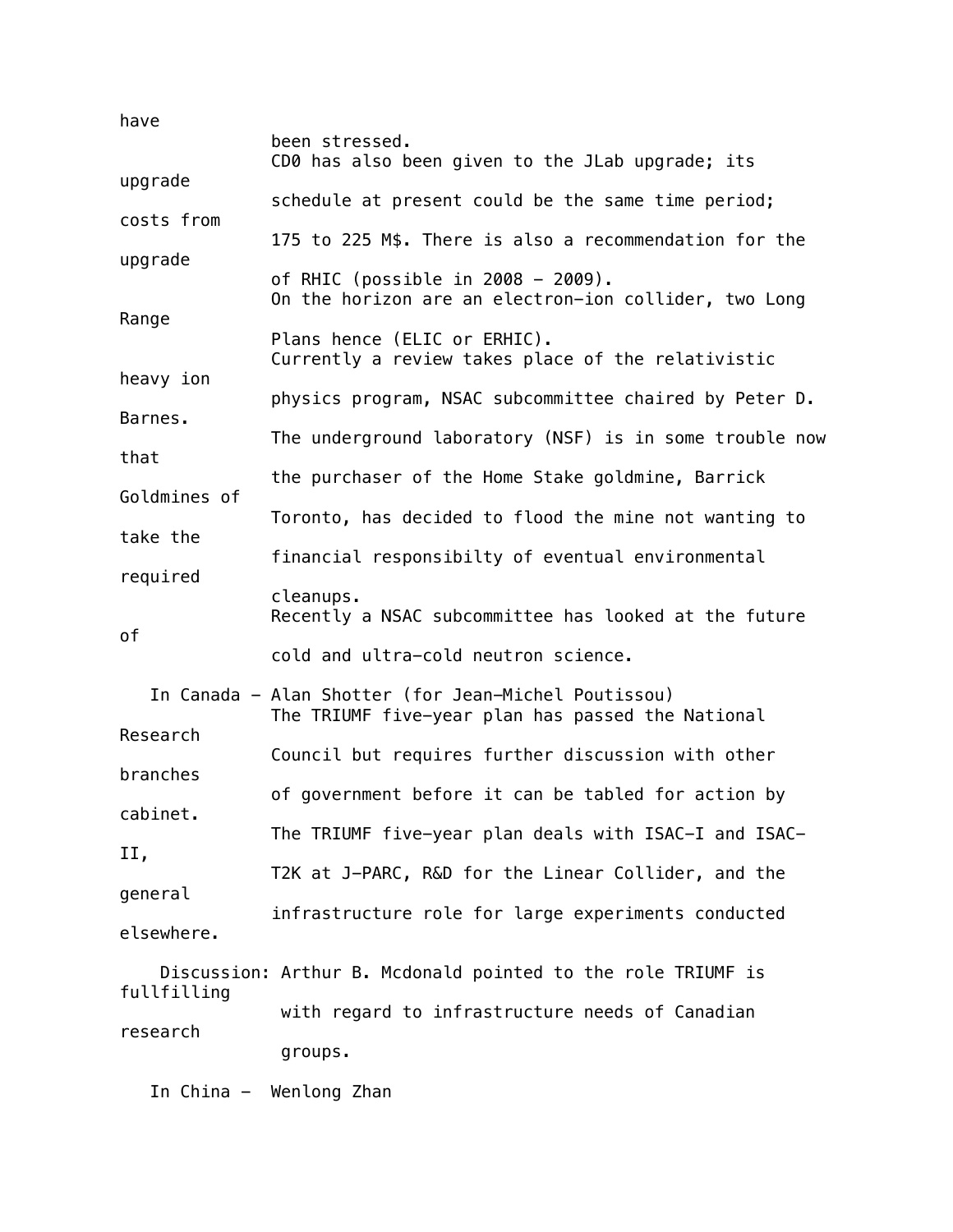have been stressed.

CD0 has also been given to the JLab upgrade; its upgrade schedule at present could be the same time period; costs from 175 to 225 M$. There is also a recommendation for the upgrade of RHIC (possible in 2008 - 2009).

On the horizon are an electron-ion collider, two Long Range Plans hence (ELIC or ERHIC).

Currently a review takes place of the relativistic heavy ion physics program, NSAC subcommittee chaired by Peter D. Barnes.

The underground laboratory (NSF) is in some trouble now that the purchaser of the Home Stake goldmine, Barrick Goldmines of Toronto, has decided to flood the mine not wanting to take the financial responsibilty of eventual environmental required cleanups.

Recently a NSAC subcommittee has looked at the future of cold and ultra-cold neutron science.

In Canada - Alan Shotter (for Jean-Michel Poutissou)

The TRIUMF five-year plan has passed the National Research Council but requires further discussion with other branches of government before it can be tabled for action by cabinet.

The TRIUMF five-year plan deals with ISAC-I and ISAC-II, T2K at J-PARC, R&D for the Linear Collider, and the general infrastructure role for large experiments conducted elsewhere.

Discussion: Arthur B. Mcdonald pointed to the role TRIUMF is fullfilling with regard to infrastructure needs of Canadian research groups.

In China - Wenlong Zhan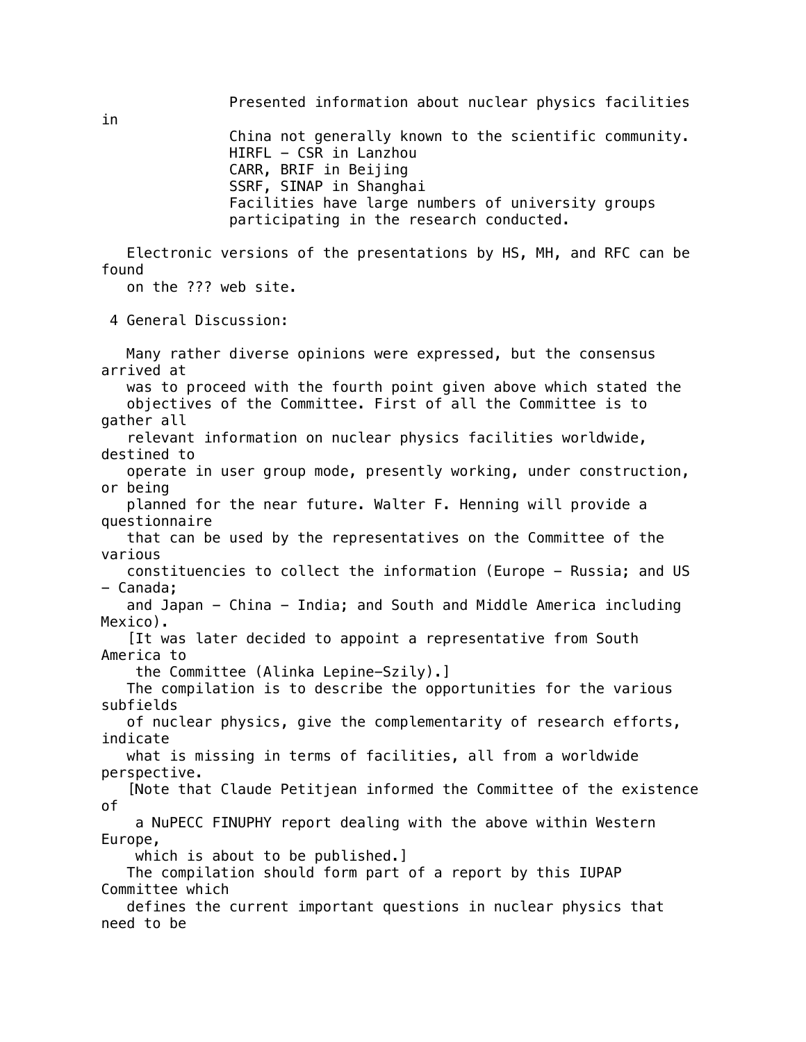Presented information about nuclear physics facilities in China not generally known to the scientific community.

HIRFL – CSR in Lanzhou
CARR, BRIF in Beijing
SSRF, SINAP in Shanghai
Facilities have large numbers of university groups participating in the research conducted.

Electronic versions of the presentations by HS, MH, and RFC can be found on the ??? web site.

## 4 General Discussion:

Many rather diverse opinions were expressed, but the consensus arrived at was to proceed with the fourth point given above which stated the objectives of the Committee. First of all the Committee is to gather all relevant information on nuclear physics facilities worldwide, destined to operate in user group mode, presently working, under construction, or being planned for the near future. Walter F. Henning will provide a questionnaire that can be used by the representatives on the Committee of the various constituencies to collect the information (Europe – Russia; and US – Canada; and Japan – China – India; and South and Middle America including Mexico).
[It was later decided to appoint a representative from South America to the Committee (Alinka Lepine-Szily).]
The compilation is to describe the opportunities for the various subfields of nuclear physics, give the complementarity of research efforts, indicate what is missing in terms of facilities, all from a worldwide perspective.
[Note that Claude Petitjean informed the Committee of the existence of a NuPECC FINUPHY report dealing with the above within Western Europe, which is about to be published.]
The compilation should form part of a report by this IUPAP Committee which defines the current important questions in nuclear physics that need to be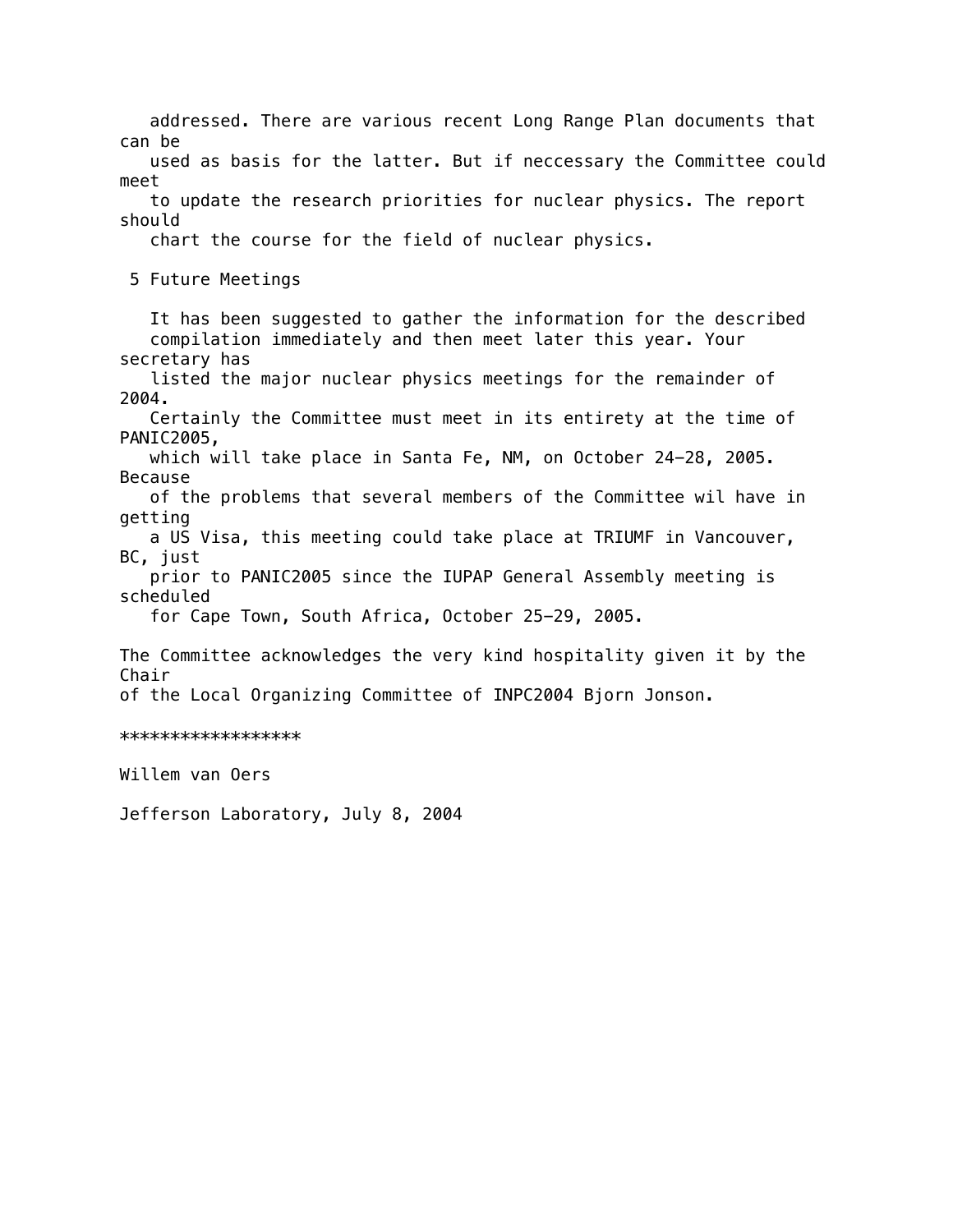addressed. There are various recent Long Range Plan documents that can be used as basis for the latter. But if neccessary the Committee could meet to update the research priorities for nuclear physics. The report should chart the course for the field of nuclear physics.

## 5 Future Meetings

It has been suggested to gather the information for the described compilation immediately and then meet later this year. Your secretary has listed the major nuclear physics meetings for the remainder of 2004. Certainly the Committee must meet in its entirety at the time of PANIC2005, which will take place in Santa Fe, NM, on October 24-28, 2005. Because of the problems that several members of the Committee wil have in getting a US Visa, this meeting could take place at TRIUMF in Vancouver, BC, just prior to PANIC2005 since the IUPAP General Assembly meeting is scheduled for Cape Town, South Africa, October 25-29, 2005.

The Committee acknowledges the very kind hospitality given it by the Chair of the Local Organizing Committee of INPC2004 Bjorn Jonson.

******************

Willem van Oers

Jefferson Laboratory, July 8, 2004